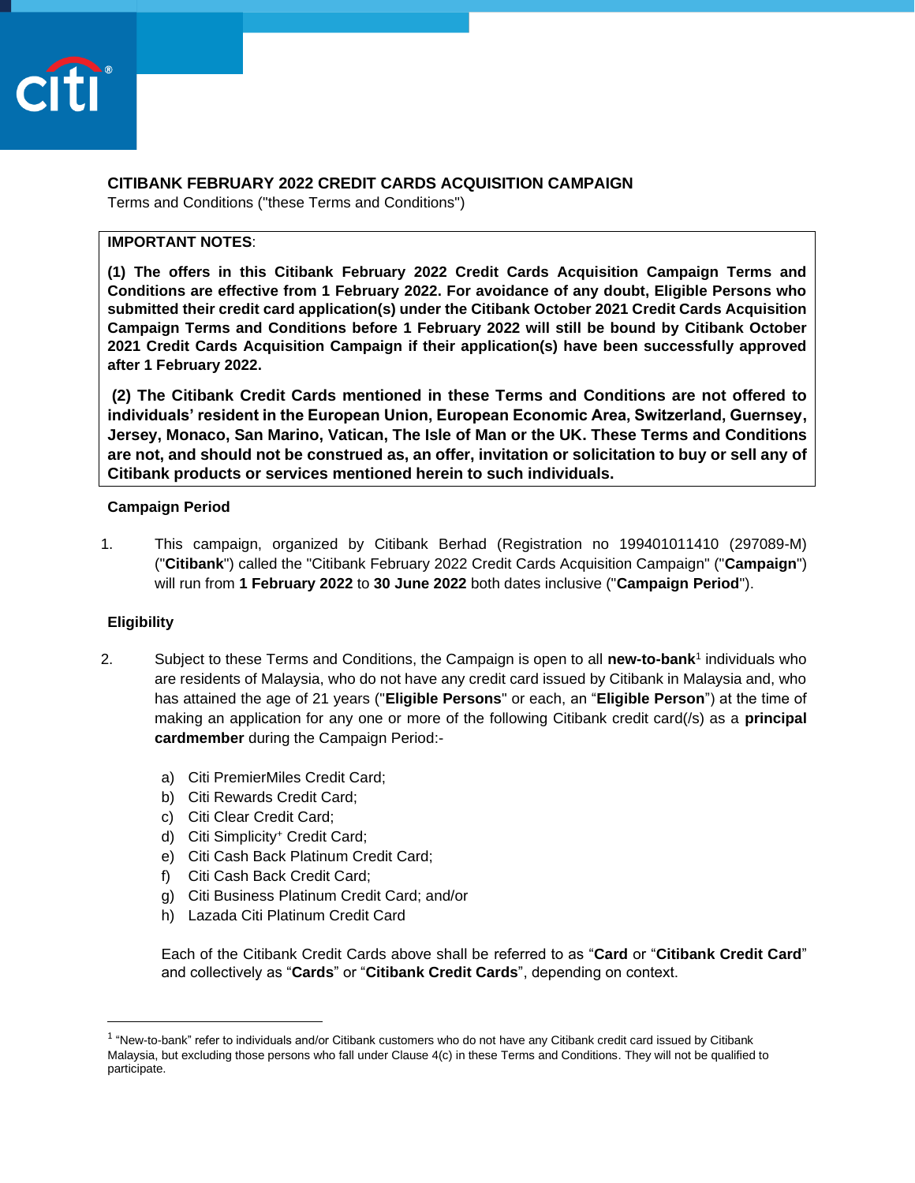# CITIBANK FEBRUARY 2022 CREDIT CARDS ACQUISITION CAMPAIGN

Terms and Conditions ("these Terms and Conditions")

**IMPORTANT NOTES**:

**(1) The offers in this Citibank February 2022 Credit Cards Acquisition Campaign Terms and Conditions are effective from 1 February 2022. For avoidance of any doubt, Eligible Persons who submitted their credit card application(s) under the Citibank October 2021 Credit Cards Acquisition Campaign Terms and Conditions before 1 February 2022 will still be bound by Citibank October 2021 Credit Cards Acquisition Campaign if their application(s) have been successfully approved after 1 February 2022.**

**(2) The Citibank Credit Cards mentioned in these Terms and Conditions are not offered to individuals' resident in the European Union, European Economic Area, Switzerland, Guernsey, Jersey, Monaco, San Marino, Vatican, The Isle of Man or the UK. These Terms and Conditions are not, and should not be construed as, an offer, invitation or solicitation to buy or sell any of Citibank products or services mentioned herein to such individuals.**

## Campaign Period

1. This campaign, organized by Citibank Berhad (Registration no 199401011410 (297089-M) ("**Citibank**") called the "Citibank February 2022 Credit Cards Acquisition Campaign" ("**Campaign**") will run from **1 February 2022** to **30 June 2022** both dates inclusive ("**Campaign Period**").

## Eligibility

2. Subject to these Terms and Conditions, the Campaign is open to all **new-to-bank**[1] individuals who are residents of Malaysia, who do not have any credit card issued by Citibank in Malaysia and, who has attained the age of 21 years ("**Eligible Persons**" or each, an "**Eligible Person**") at the time of making an application for any one or more of the following Citibank credit card(/s) as a **principal cardmember** during the Campaign Period:-

   a) Citi PremierMiles Credit Card;
   b) Citi Rewards Credit Card;
   c) Citi Clear Credit Card;
   d) Citi Simplicity⁺ Credit Card;
   e) Citi Cash Back Platinum Credit Card;
   f) Citi Cash Back Credit Card;
   g) Citi Business Platinum Credit Card; and/or
   h) Lazada Citi Platinum Credit Card

   Each of the Citibank Credit Cards above shall be referred to as "**Card** or "**Citibank Credit Card**" and collectively as "**Cards**" or "**Citibank Credit Cards**", depending on context.

---

[1] "New-to-bank" refer to individuals and/or Citibank customers who do not have any Citibank credit card issued by Citibank Malaysia, but excluding those persons who fall under Clause 4(c) in these Terms and Conditions. They will not be qualified to participate.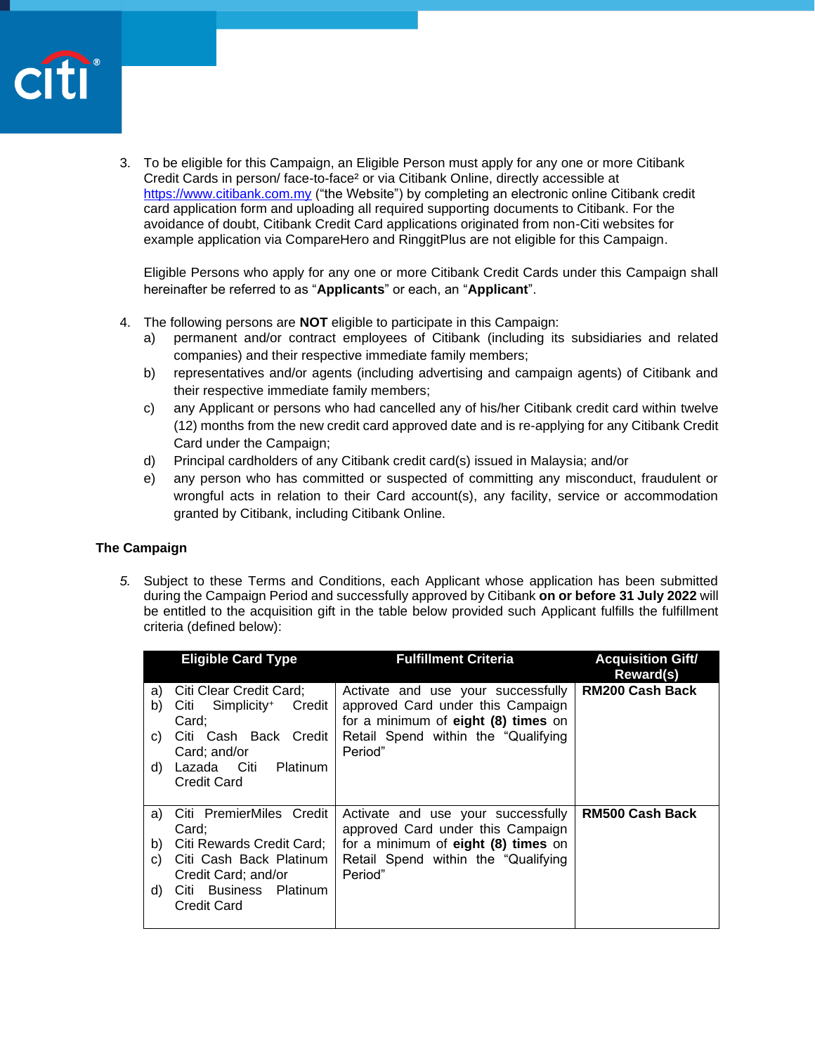3. To be eligible for this Campaign, an Eligible Person must apply for any one or more Citibank Credit Cards in person/ face-to-face[2] or via Citibank Online, directly accessible at https://www.citibank.com.my ("the Website") by completing an electronic online Citibank credit card application form and uploading all required supporting documents to Citibank. For the avoidance of doubt, Citibank Credit Card applications originated from non-Citi websites for example application via CompareHero and RinggitPlus are not eligible for this Campaign.

   Eligible Persons who apply for any one or more Citibank Credit Cards under this Campaign shall hereinafter be referred to as "**Applicants**" or each, an "**Applicant**".

4. The following persons are **NOT** eligible to participate in this Campaign:
   a) permanent and/or contract employees of Citibank (including its subsidiaries and related companies) and their respective immediate family members;
   b) representatives and/or agents (including advertising and campaign agents) of Citibank and their respective immediate family members;
   c) any Applicant or persons who had cancelled any of his/her Citibank credit card within twelve (12) months from the new credit card approved date and is re-applying for any Citibank Credit Card under the Campaign;
   d) Principal cardholders of any Citibank credit card(s) issued in Malaysia; and/or
   e) any person who has committed or suspected of committing any misconduct, fraudulent or wrongful acts in relation to their Card account(s), any facility, service or accommodation granted by Citibank, including Citibank Online.

**The Campaign**

5. Subject to these Terms and Conditions, each Applicant whose application has been submitted during the Campaign Period and successfully approved by Citibank **on or before 31 July 2022** will be entitled to the acquisition gift in the table below provided such Applicant fulfills the fulfillment criteria (defined below):

| Eligible Card Type | Fulfillment Criteria | Acquisition Gift/ Reward(s) |
|---|---|---|
| a) Citi Clear Credit Card;<br>b) Citi Simplicity+ Credit Card;<br>c) Citi Cash Back Credit Card; and/or<br>d) Lazada Citi Platinum Credit Card | Activate and use your successfully approved Card under this Campaign for a minimum of **eight (8) times** on Retail Spend within the "Qualifying Period" | **RM200 Cash Back** |
| a) Citi PremierMiles Credit Card;<br>b) Citi Rewards Credit Card;<br>c) Citi Cash Back Platinum Credit Card; and/or<br>d) Citi Business Platinum Credit Card | Activate and use your successfully approved Card under this Campaign for a minimum of **eight (8) times** on Retail Spend within the "Qualifying Period" | **RM500 Cash Back** |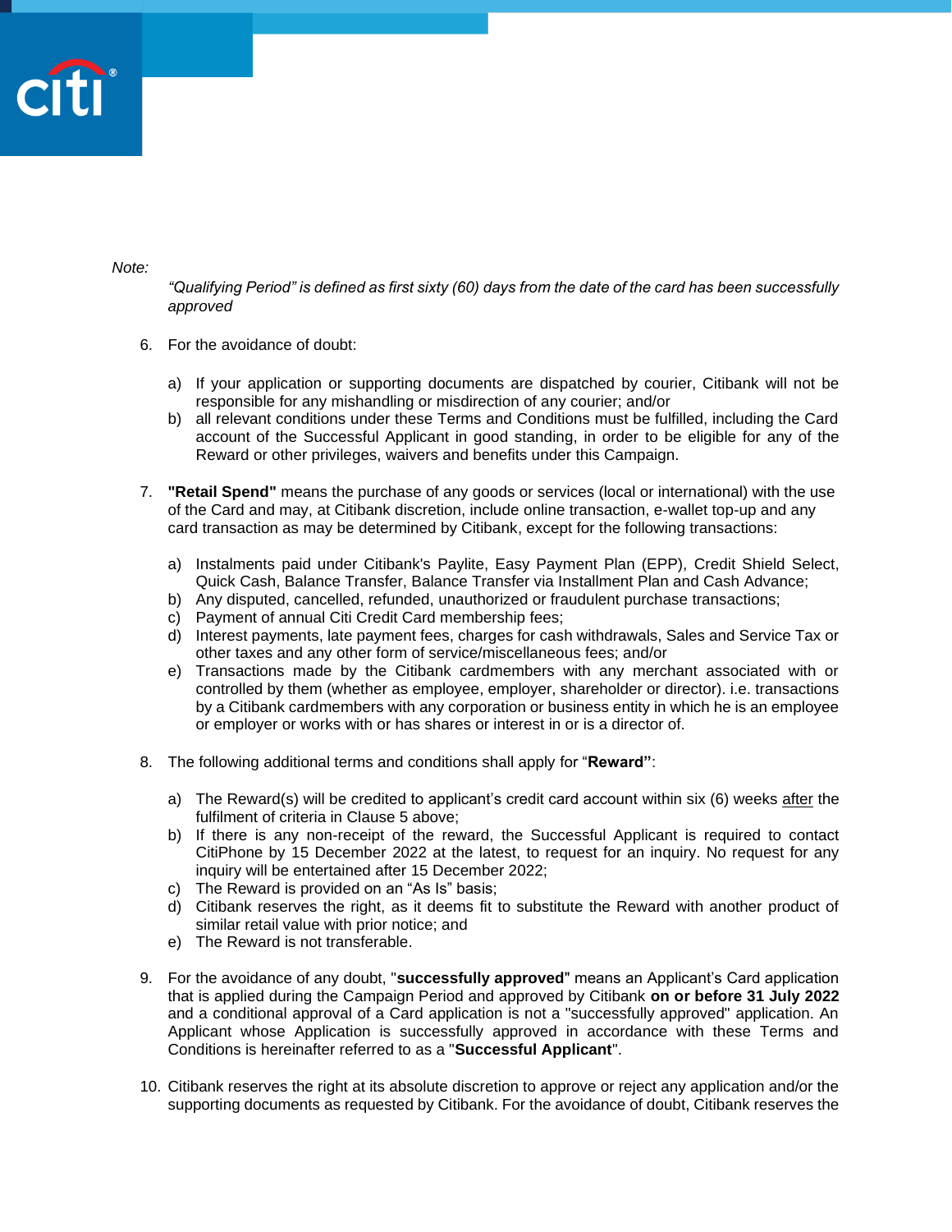*Note:*

*"Qualifying Period" is defined as first sixty (60) days from the date of the card has been successfully approved*

6. For the avoidance of doubt:

   a) If your application or supporting documents are dispatched by courier, Citibank will not be responsible for any mishandling or misdirection of any courier; and/or
   b) all relevant conditions under these Terms and Conditions must be fulfilled, including the Card account of the Successful Applicant in good standing, in order to be eligible for any of the Reward or other privileges, waivers and benefits under this Campaign.

7. **"Retail Spend"** means the purchase of any goods or services (local or international) with the use of the Card and may, at Citibank discretion, include online transaction, e-wallet top-up and any card transaction as may be determined by Citibank, except for the following transactions:

   a) Instalments paid under Citibank's Paylite, Easy Payment Plan (EPP), Credit Shield Select, Quick Cash, Balance Transfer, Balance Transfer via Installment Plan and Cash Advance;
   b) Any disputed, cancelled, refunded, unauthorized or fraudulent purchase transactions;
   c) Payment of annual Citi Credit Card membership fees;
   d) Interest payments, late payment fees, charges for cash withdrawals, Sales and Service Tax or other taxes and any other form of service/miscellaneous fees; and/or
   e) Transactions made by the Citibank cardmembers with any merchant associated with or controlled by them (whether as employee, employer, shareholder or director). i.e. transactions by a Citibank cardmembers with any corporation or business entity in which he is an employee or employer or works with or has shares or interest in or is a director of.

8. The following additional terms and conditions shall apply for "**Reward"**:

   a) The Reward(s) will be credited to applicant's credit card account within six (6) weeks <u>after</u> the fulfilment of criteria in Clause 5 above;
   b) If there is any non-receipt of the reward, the Successful Applicant is required to contact CitiPhone by 15 December 2022 at the latest, to request for an inquiry. No request for any inquiry will be entertained after 15 December 2022;
   c) The Reward is provided on an "As Is" basis;
   d) Citibank reserves the right, as it deems fit to substitute the Reward with another product of similar retail value with prior notice; and
   e) The Reward is not transferable.

9. For the avoidance of any doubt, "**successfully approved**" means an Applicant's Card application that is applied during the Campaign Period and approved by Citibank **on or before 31 July 2022** and a conditional approval of a Card application is not a "successfully approved" application. An Applicant whose Application is successfully approved in accordance with these Terms and Conditions is hereinafter referred to as a "**Successful Applicant**".

10. Citibank reserves the right at its absolute discretion to approve or reject any application and/or the supporting documents as requested by Citibank. For the avoidance of doubt, Citibank reserves the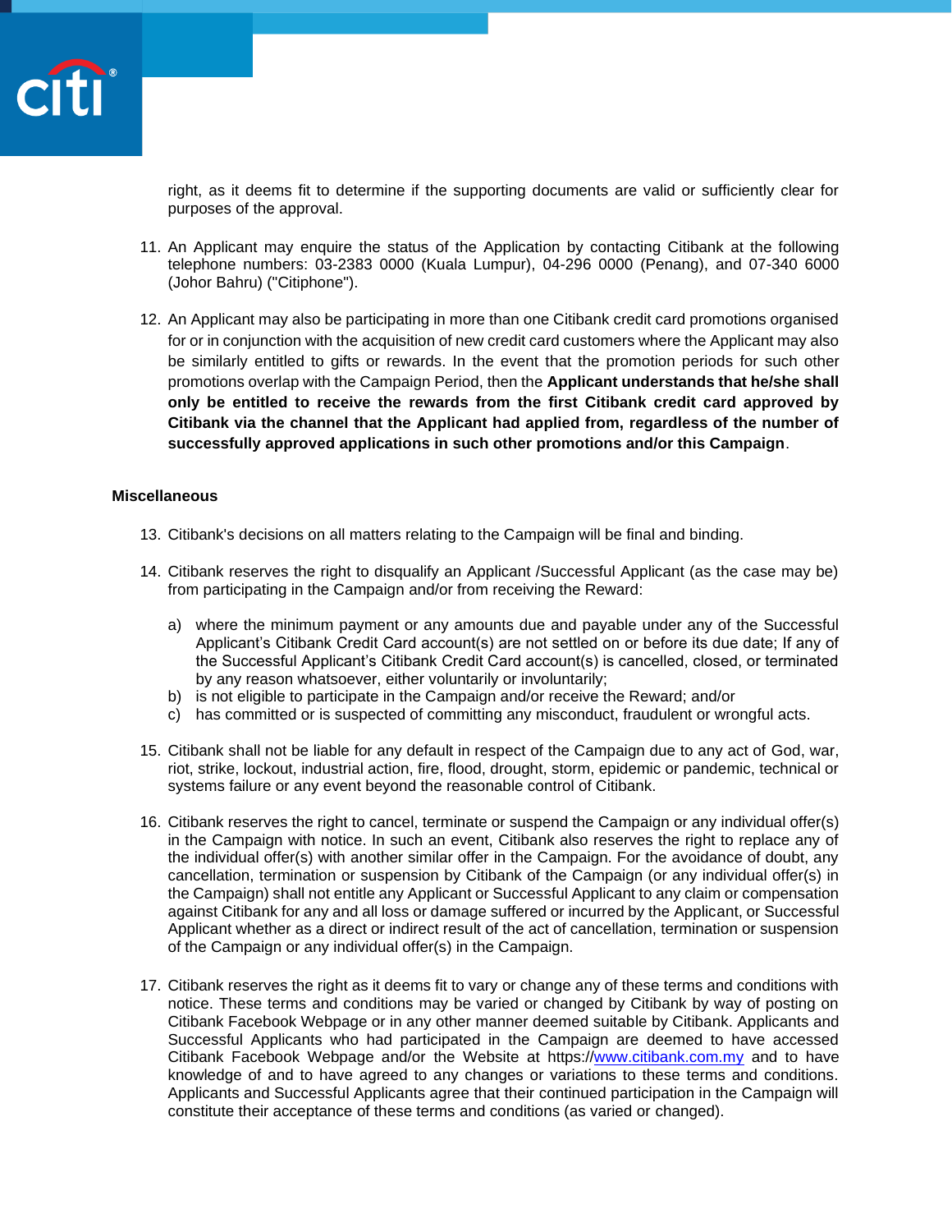right, as it deems fit to determine if the supporting documents are valid or sufficiently clear for purposes of the approval.

11. An Applicant may enquire the status of the Application by contacting Citibank at the following telephone numbers: 03-2383 0000 (Kuala Lumpur), 04-296 0000 (Penang), and 07-340 6000 (Johor Bahru) ("Citiphone").

12. An Applicant may also be participating in more than one Citibank credit card promotions organised for or in conjunction with the acquisition of new credit card customers where the Applicant may also be similarly entitled to gifts or rewards. In the event that the promotion periods for such other promotions overlap with the Campaign Period, then the **Applicant understands that he/she shall only be entitled to receive the rewards from the first Citibank credit card approved by Citibank via the channel that the Applicant had applied from, regardless of the number of successfully approved applications in such other promotions and/or this Campaign**.

**Miscellaneous**

13. Citibank's decisions on all matters relating to the Campaign will be final and binding.

14. Citibank reserves the right to disqualify an Applicant /Successful Applicant (as the case may be) from participating in the Campaign and/or from receiving the Reward:

    a) where the minimum payment or any amounts due and payable under any of the Successful Applicant's Citibank Credit Card account(s) are not settled on or before its due date; If any of the Successful Applicant's Citibank Credit Card account(s) is cancelled, closed, or terminated by any reason whatsoever, either voluntarily or involuntarily;
    b) is not eligible to participate in the Campaign and/or receive the Reward; and/or
    c) has committed or is suspected of committing any misconduct, fraudulent or wrongful acts.

15. Citibank shall not be liable for any default in respect of the Campaign due to any act of God, war, riot, strike, lockout, industrial action, fire, flood, drought, storm, epidemic or pandemic, technical or systems failure or any event beyond the reasonable control of Citibank.

16. Citibank reserves the right to cancel, terminate or suspend the Campaign or any individual offer(s) in the Campaign with notice. In such an event, Citibank also reserves the right to replace any of the individual offer(s) with another similar offer in the Campaign. For the avoidance of doubt, any cancellation, termination or suspension by Citibank of the Campaign (or any individual offer(s) in the Campaign) shall not entitle any Applicant or Successful Applicant to any claim or compensation against Citibank for any and all loss or damage suffered or incurred by the Applicant, or Successful Applicant whether as a direct or indirect result of the act of cancellation, termination or suspension of the Campaign or any individual offer(s) in the Campaign.

17. Citibank reserves the right as it deems fit to vary or change any of these terms and conditions with notice. These terms and conditions may be varied or changed by Citibank by way of posting on Citibank Facebook Webpage or in any other manner deemed suitable by Citibank. Applicants and Successful Applicants who had participated in the Campaign are deemed to have accessed Citibank Facebook Webpage and/or the Website at https://www.citibank.com.my and to have knowledge of and to have agreed to any changes or variations to these terms and conditions. Applicants and Successful Applicants agree that their continued participation in the Campaign will constitute their acceptance of these terms and conditions (as varied or changed).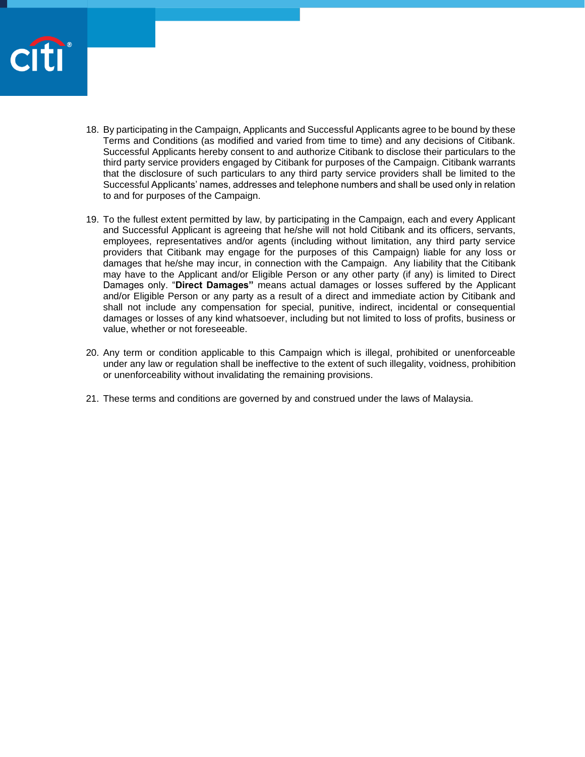18. By participating in the Campaign, Applicants and Successful Applicants agree to be bound by these Terms and Conditions (as modified and varied from time to time) and any decisions of Citibank. Successful Applicants hereby consent to and authorize Citibank to disclose their particulars to the third party service providers engaged by Citibank for purposes of the Campaign. Citibank warrants that the disclosure of such particulars to any third party service providers shall be limited to the Successful Applicants' names, addresses and telephone numbers and shall be used only in relation to and for purposes of the Campaign.

19. To the fullest extent permitted by law, by participating in the Campaign, each and every Applicant and Successful Applicant is agreeing that he/she will not hold Citibank and its officers, servants, employees, representatives and/or agents (including without limitation, any third party service providers that Citibank may engage for the purposes of this Campaign) liable for any loss or damages that he/she may incur, in connection with the Campaign. Any liability that the Citibank may have to the Applicant and/or Eligible Person or any other party (if any) is limited to Direct Damages only. "**Direct Damages"** means actual damages or losses suffered by the Applicant and/or Eligible Person or any party as a result of a direct and immediate action by Citibank and shall not include any compensation for special, punitive, indirect, incidental or consequential damages or losses of any kind whatsoever, including but not limited to loss of profits, business or value, whether or not foreseeable.

20. Any term or condition applicable to this Campaign which is illegal, prohibited or unenforceable under any law or regulation shall be ineffective to the extent of such illegality, voidness, prohibition or unenforceability without invalidating the remaining provisions.

21. These terms and conditions are governed by and construed under the laws of Malaysia.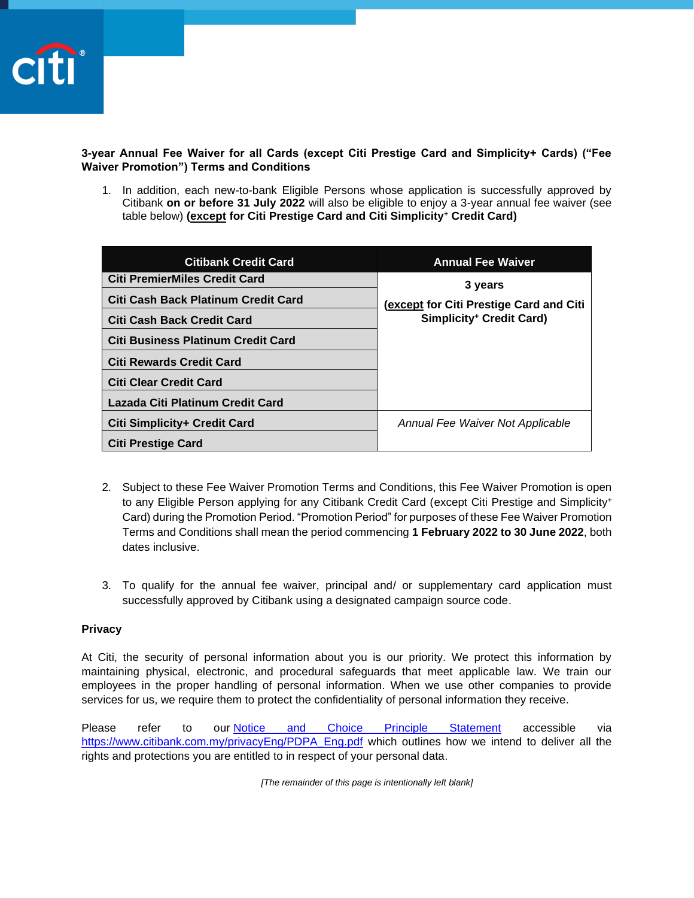**3-year Annual Fee Waiver for all Cards (except Citi Prestige Card and Simplicity+ Cards) ("Fee Waiver Promotion") Terms and Conditions**

1. In addition, each new-to-bank Eligible Persons whose application is successfully approved by Citibank **on or before 31 July 2022** will also be eligible to enjoy a 3-year annual fee waiver (see table below) **(except for Citi Prestige Card and Citi Simplicity+ Credit Card)**

| Citibank Credit Card | Annual Fee Waiver |
|---|---|
| **Citi PremierMiles Credit Card** | **3 years** **(except for Citi Prestige Card and Citi Simplicity+ Credit Card)** |
| **Citi Cash Back Platinum Credit Card** | |
| **Citi Cash Back Credit Card** | |
| **Citi Business Platinum Credit Card** | |
| **Citi Rewards Credit Card** | |
| **Citi Clear Credit Card** | |
| **Lazada Citi Platinum Credit Card** | |
| **Citi Simplicity+ Credit Card** | *Annual Fee Waiver Not Applicable* |
| **Citi Prestige Card** | |

2. Subject to these Fee Waiver Promotion Terms and Conditions, this Fee Waiver Promotion is open to any Eligible Person applying for any Citibank Credit Card (except Citi Prestige and Simplicity+ Card) during the Promotion Period. "Promotion Period" for purposes of these Fee Waiver Promotion Terms and Conditions shall mean the period commencing **1 February 2022 to 30 June 2022**, both dates inclusive.

3. To qualify for the annual fee waiver, principal and/ or supplementary card application must successfully approved by Citibank using a designated campaign source code.

**Privacy**

At Citi, the security of personal information about you is our priority. We protect this information by maintaining physical, electronic, and procedural safeguards that meet applicable law. We train our employees in the proper handling of personal information. When we use other companies to provide services for us, we require them to protect the confidentiality of personal information they receive.

Please refer to our [Notice and Choice Principle Statement](https://www.citibank.com.my/privacyEng/PDPA_Eng.pdf) accessible via https://www.citibank.com.my/privacyEng/PDPA_Eng.pdf which outlines how we intend to deliver all the rights and protections you are entitled to in respect of your personal data.

*[The remainder of this page is intentionally left blank]*